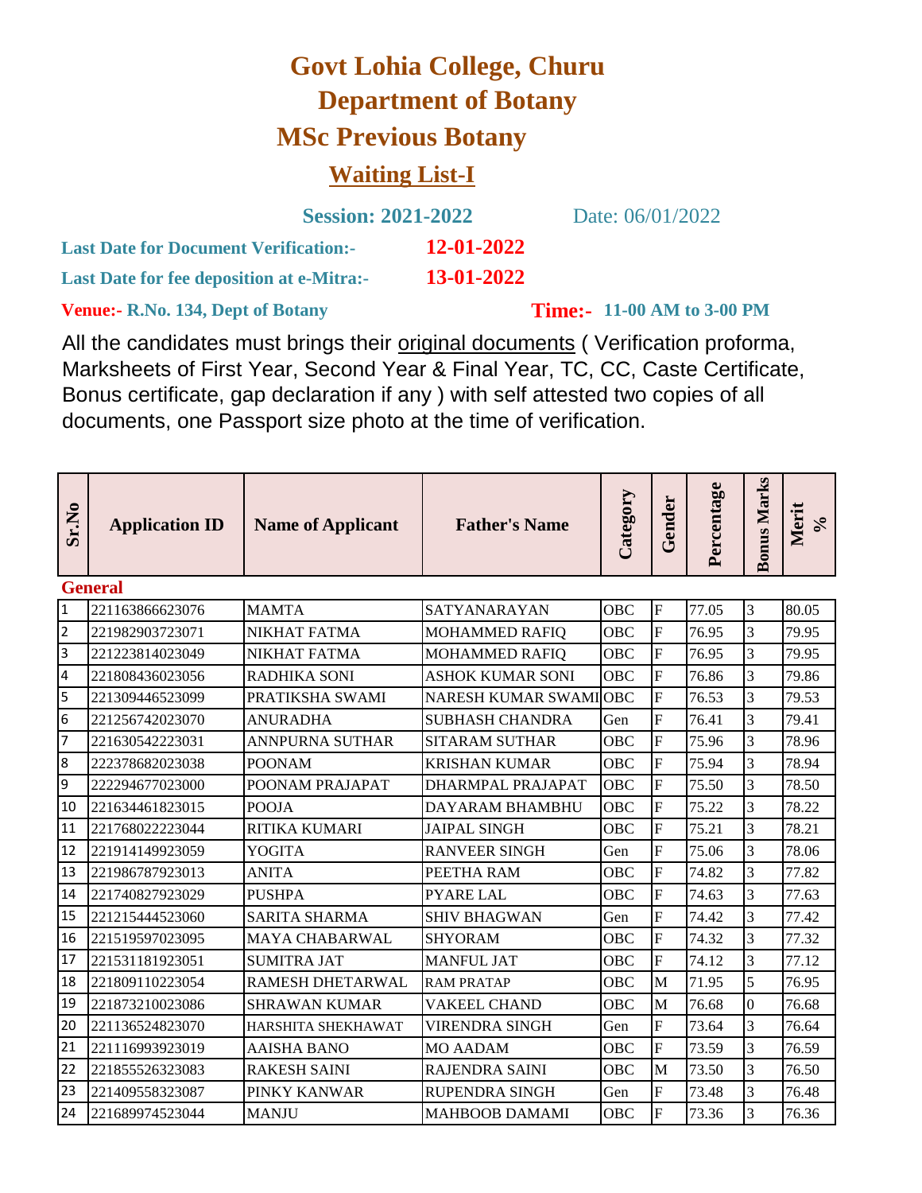# Govt Lohia College, Churu

## Department of Botany

## MSc Previous Botany

## Waiting List-I

**Session: 2021-2022** Date: 06/01/2022

**Last Date for Document Verification:-** **12-01-2022**

**Last Date for fee deposition at e-Mitra:-** **13-01-2022**

**Venue:- R.No. 134, Dept of Botany** **Time:- 11-00 AM to 3-00 PM**

All the candidates must brings their original documents ( Verification proforma, Marksheets of First Year, Second Year & Final Year, TC, CC, Caste Certificate, Bonus certificate, gap declaration if any ) with self attested two copies of all documents, one Passport size photo at the time of verification.

| Sr.No | Application ID | Name of Applicant | Father's Name | Category | Gender | Percentage | Bonus Marks | Merit % |
|---|---|---|---|---|---|---|---|---|
| **General** | | | | | | | | |
| 1 | 221163866623076 | MAMTA | SATYANARAYAN | OBC | F | 77.05 | 3 | 80.05 |
| 2 | 221982903723071 | NIKHAT FATMA | MOHAMMED RAFIQ | OBC | F | 76.95 | 3 | 79.95 |
| 3 | 221223814023049 | NIKHAT FATMA | MOHAMMED RAFIQ | OBC | F | 76.95 | 3 | 79.95 |
| 4 | 221808436023056 | RADHIKA SONI | ASHOK KUMAR SONI | OBC | F | 76.86 | 3 | 79.86 |
| 5 | 221309446523099 | PRATIKSHA SWAMI | NARESH KUMAR SWAMI | OBC | F | 76.53 | 3 | 79.53 |
| 6 | 221256742023070 | ANURADHA | SUBHASH CHANDRA | Gen | F | 76.41 | 3 | 79.41 |
| 7 | 221630542223031 | ANNPURNA SUTHAR | SITARAM SUTHAR | OBC | F | 75.96 | 3 | 78.96 |
| 8 | 222378682023038 | POONAM | KRISHAN KUMAR | OBC | F | 75.94 | 3 | 78.94 |
| 9 | 222294677023000 | POONAM PRAJAPAT | DHARMPAL PRAJAPAT | OBC | F | 75.50 | 3 | 78.50 |
| 10 | 221634461823015 | POOJA | DAYARAM BHAMBHU | OBC | F | 75.22 | 3 | 78.22 |
| 11 | 221768022223044 | RITIKA KUMARI | JAIPAL SINGH | OBC | F | 75.21 | 3 | 78.21 |
| 12 | 221914149923059 | YOGITA | RANVEER SINGH | Gen | F | 75.06 | 3 | 78.06 |
| 13 | 221986787923013 | ANITA | PEETHA RAM | OBC | F | 74.82 | 3 | 77.82 |
| 14 | 221740827923029 | PUSHPA | PYARE LAL | OBC | F | 74.63 | 3 | 77.63 |
| 15 | 221215444523060 | SARITA SHARMA | SHIV BHAGWAN | Gen | F | 74.42 | 3 | 77.42 |
| 16 | 221519597023095 | MAYA CHABARWAL | SHYORAM | OBC | F | 74.32 | 3 | 77.32 |
| 17 | 221531181923051 | SUMITRA JAT | MANFUL JAT | OBC | F | 74.12 | 3 | 77.12 |
| 18 | 221809110223054 | RAMESH DHETARWAL | RAM PRATAP | OBC | M | 71.95 | 5 | 76.95 |
| 19 | 221873210023086 | SHRAWAN KUMAR | VAKEEL CHAND | OBC | M | 76.68 | 0 | 76.68 |
| 20 | 221136524823070 | HARSHITA SHEKHAWAT | VIRENDRA SINGH | Gen | F | 73.64 | 3 | 76.64 |
| 21 | 221116993923019 | AAISHA BANO | MO AADAM | OBC | F | 73.59 | 3 | 76.59 |
| 22 | 221855526323083 | RAKESH SAINI | RAJENDRA SAINI | OBC | M | 73.50 | 3 | 76.50 |
| 23 | 221409558323087 | PINKY KANWAR | RUPENDRA SINGH | Gen | F | 73.48 | 3 | 76.48 |
| 24 | 221689974523044 | MANJU | MAHBOOB DAMAMI | OBC | F | 73.36 | 3 | 76.36 |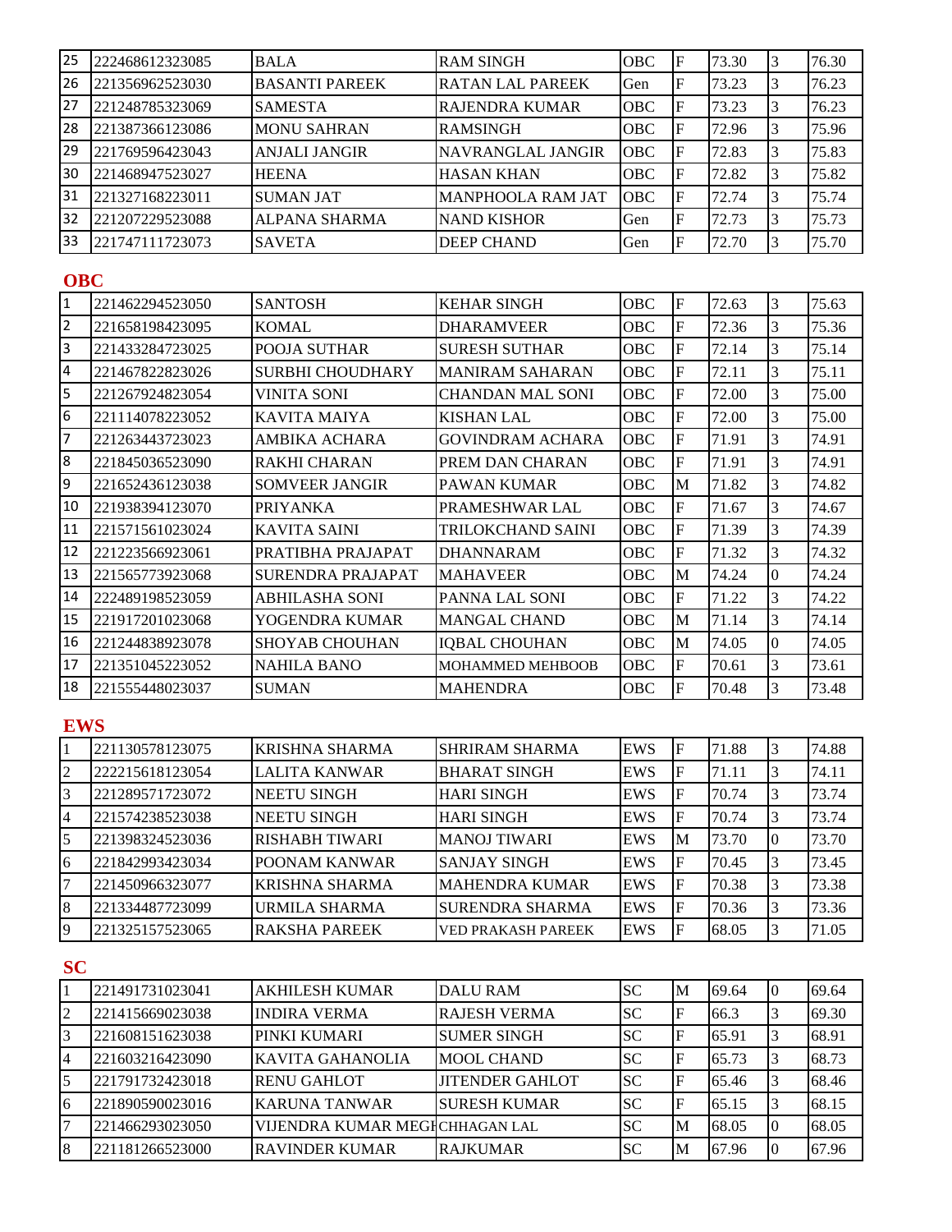| | | | | | | | | |
|---|---|---|---|---|---|---|---|---|
| 25 | 222468612323085 | BALA | RAM SINGH | OBC | F | 73.30 | 3 | 76.30 |
| 26 | 221356962523030 | BASANTI PAREEK | RATAN LAL PAREEK | Gen | F | 73.23 | 3 | 76.23 |
| 27 | 221248785323069 | SAMESTA | RAJENDRA KUMAR | OBC | F | 73.23 | 3 | 76.23 |
| 28 | 221387366123086 | MONU SAHRAN | RAMSINGH | OBC | F | 72.96 | 3 | 75.96 |
| 29 | 221769596423043 | ANJALI JANGIR | NAVRANGLAL JANGIR | OBC | F | 72.83 | 3 | 75.83 |
| 30 | 221468947523027 | HEENA | HASAN KHAN | OBC | F | 72.82 | 3 | 75.82 |
| 31 | 221327168223011 | SUMAN JAT | MANPHOOLA RAM JAT | OBC | F | 72.74 | 3 | 75.74 |
| 32 | 221207229523088 | ALPANA SHARMA | NAND KISHOR | Gen | F | 72.73 | 3 | 75.73 |
| 33 | 221747111723073 | SAVETA | DEEP CHAND | Gen | F | 72.70 | 3 | 75.70 |

## OBC

| | | | | | | | | |
|---|---|---|---|---|---|---|---|---|
| 1 | 221462294523050 | SANTOSH | KEHAR SINGH | OBC | F | 72.63 | 3 | 75.63 |
| 2 | 221658198423095 | KOMAL | DHARAMVEER | OBC | F | 72.36 | 3 | 75.36 |
| 3 | 221433284723025 | POOJA SUTHAR | SURESH SUTHAR | OBC | F | 72.14 | 3 | 75.14 |
| 4 | 221467822823026 | SURBHI CHOUDHARY | MANIRAM SAHARAN | OBC | F | 72.11 | 3 | 75.11 |
| 5 | 221267924823054 | VINITA SONI | CHANDAN MAL SONI | OBC | F | 72.00 | 3 | 75.00 |
| 6 | 221114078223052 | KAVITA MAIYA | KISHAN LAL | OBC | F | 72.00 | 3 | 75.00 |
| 7 | 221263443723023 | AMBIKA ACHARA | GOVINDRAM ACHARA | OBC | F | 71.91 | 3 | 74.91 |
| 8 | 221845036523090 | RAKHI CHARAN | PREM DAN CHARAN | OBC | F | 71.91 | 3 | 74.91 |
| 9 | 221652436123038 | SOMVEER JANGIR | PAWAN KUMAR | OBC | M | 71.82 | 3 | 74.82 |
| 10 | 221938394123070 | PRIYANKA | PRAMESHWAR LAL | OBC | F | 71.67 | 3 | 74.67 |
| 11 | 221571561023024 | KAVITA SAINI | TRILOKCHAND SAINI | OBC | F | 71.39 | 3 | 74.39 |
| 12 | 221223566923061 | PRATIBHA PRAJAPAT | DHANNARAM | OBC | F | 71.32 | 3 | 74.32 |
| 13 | 221565773923068 | SURENDRA PRAJAPAT | MAHAVEER | OBC | M | 74.24 | 0 | 74.24 |
| 14 | 222489198523059 | ABHILASHA SONI | PANNA LAL SONI | OBC | F | 71.22 | 3 | 74.22 |
| 15 | 221917201023068 | YOGENDRA KUMAR | MANGAL CHAND | OBC | M | 71.14 | 3 | 74.14 |
| 16 | 221244838923078 | SHOYAB CHOUHAN | IQBAL CHOUHAN | OBC | M | 74.05 | 0 | 74.05 |
| 17 | 221351045223052 | NAHILA BANO | MOHAMMED MEHBOOB | OBC | F | 70.61 | 3 | 73.61 |
| 18 | 221555448023037 | SUMAN | MAHENDRA | OBC | F | 70.48 | 3 | 73.48 |

## EWS

| | | | | | | | | |
|---|---|---|---|---|---|---|---|---|
| 1 | 221130578123075 | KRISHNA SHARMA | SHRIRAM SHARMA | EWS | F | 71.88 | 3 | 74.88 |
| 2 | 222215618123054 | LALITA KANWAR | BHARAT SINGH | EWS | F | 71.11 | 3 | 74.11 |
| 3 | 221289571723072 | NEETU SINGH | HARI SINGH | EWS | F | 70.74 | 3 | 73.74 |
| 4 | 221574238523038 | NEETU SINGH | HARI SINGH | EWS | F | 70.74 | 3 | 73.74 |
| 5 | 221398324523036 | RISHABH TIWARI | MANOJ TIWARI | EWS | M | 73.70 | 0 | 73.70 |
| 6 | 221842993423034 | POONAM KANWAR | SANJAY SINGH | EWS | F | 70.45 | 3 | 73.45 |
| 7 | 221450966323077 | KRISHNA SHARMA | MAHENDRA KUMAR | EWS | F | 70.38 | 3 | 73.38 |
| 8 | 221334487723099 | URMILA SHARMA | SURENDRA SHARMA | EWS | F | 70.36 | 3 | 73.36 |
| 9 | 221325157523065 | RAKSHA PAREEK | VED PRAKASH PAREEK | EWS | F | 68.05 | 3 | 71.05 |

## SC

| | | | | | | | | |
|---|---|---|---|---|---|---|---|---|
| 1 | 221491731023041 | AKHILESH KUMAR | DALU RAM | SC | M | 69.64 | 0 | 69.64 |
| 2 | 221415669023038 | INDIRA VERMA | RAJESH VERMA | SC | F | 66.3 | 3 | 69.30 |
| 3 | 221608151623038 | PINKI KUMARI | SUMER SINGH | SC | F | 65.91 | 3 | 68.91 |
| 4 | 221603216423090 | KAVITA GAHANOLIA | MOOL CHAND | SC | F | 65.73 | 3 | 68.73 |
| 5 | 221791732423018 | RENU GAHLOT | JITENDER GAHLOT | SC | F | 65.46 | 3 | 68.46 |
| 6 | 221890590023016 | KARUNA TANWAR | SURESH KUMAR | SC | F | 65.15 | 3 | 68.15 |
| 7 | 221466293023050 | VIJENDRA KUMAR MEGH | CHHAGAN LAL | SC | M | 68.05 | 0 | 68.05 |
| 8 | 221181266523000 | RAVINDER KUMAR | RAJKUMAR | SC | M | 67.96 | 0 | 67.96 |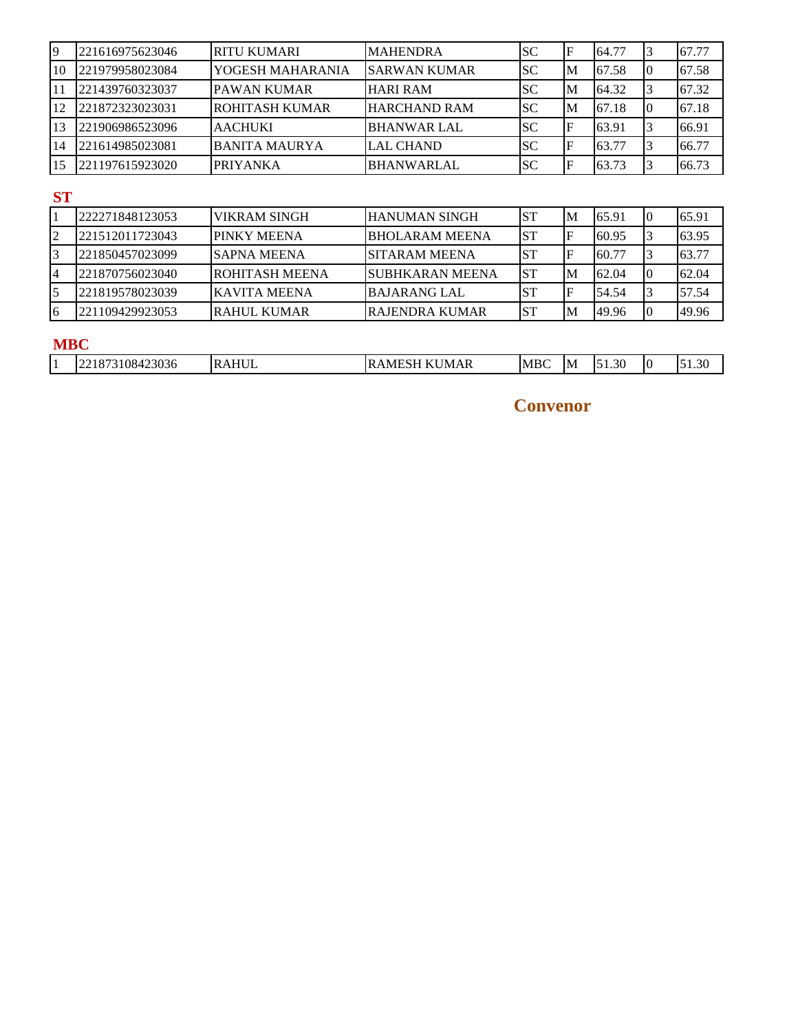| | | | | | | | | |
|---|---|---|---|---|---|---|---|---|
| 9 | 221616975623046 | RITU KUMARI | MAHENDRA | SC | F | 64.77 | 3 | 67.77 |
| 10 | 221979958023084 | YOGESH MAHARANIA | SARWAN KUMAR | SC | M | 67.58 | 0 | 67.58 |
| 11 | 221439760323037 | PAWAN KUMAR | HARI RAM | SC | M | 64.32 | 3 | 67.32 |
| 12 | 221872323023031 | ROHITASH KUMAR | HARCHAND RAM | SC | M | 67.18 | 0 | 67.18 |
| 13 | 221906986523096 | AACHUKI | BHANWAR LAL | SC | F | 63.91 | 3 | 66.91 |
| 14 | 221614985023081 | BANITA MAURYA | LAL CHAND | SC | F | 63.77 | 3 | 66.77 |
| 15 | 221197615923020 | PRIYANKA | BHANWARLAL | SC | F | 63.73 | 3 | 66.73 |

**ST**

| | | | | | | | | |
|---|---|---|---|---|---|---|---|---|
| 1 | 222271848123053 | VIKRAM SINGH | HANUMAN SINGH | ST | M | 65.91 | 0 | 65.91 |
| 2 | 221512011723043 | PINKY MEENA | BHOLARAM MEENA | ST | F | 60.95 | 3 | 63.95 |
| 3 | 221850457023099 | SAPNA MEENA | SITARAM MEENA | ST | F | 60.77 | 3 | 63.77 |
| 4 | 221870756023040 | ROHITASH MEENA | SUBHKARAN MEENA | ST | M | 62.04 | 0 | 62.04 |
| 5 | 221819578023039 | KAVITA MEENA | BAJARANG LAL | ST | F | 54.54 | 3 | 57.54 |
| 6 | 221109429923053 | RAHUL KUMAR | RAJENDRA KUMAR | ST | M | 49.96 | 0 | 49.96 |

**MBC**

| | | | | | | | | |
|---|---|---|---|---|---|---|---|---|
| 1 | 221873108423036 | RAHUL | RAMESH KUMAR | MBC | M | 51.30 | 0 | 51.30 |

**Convenor**